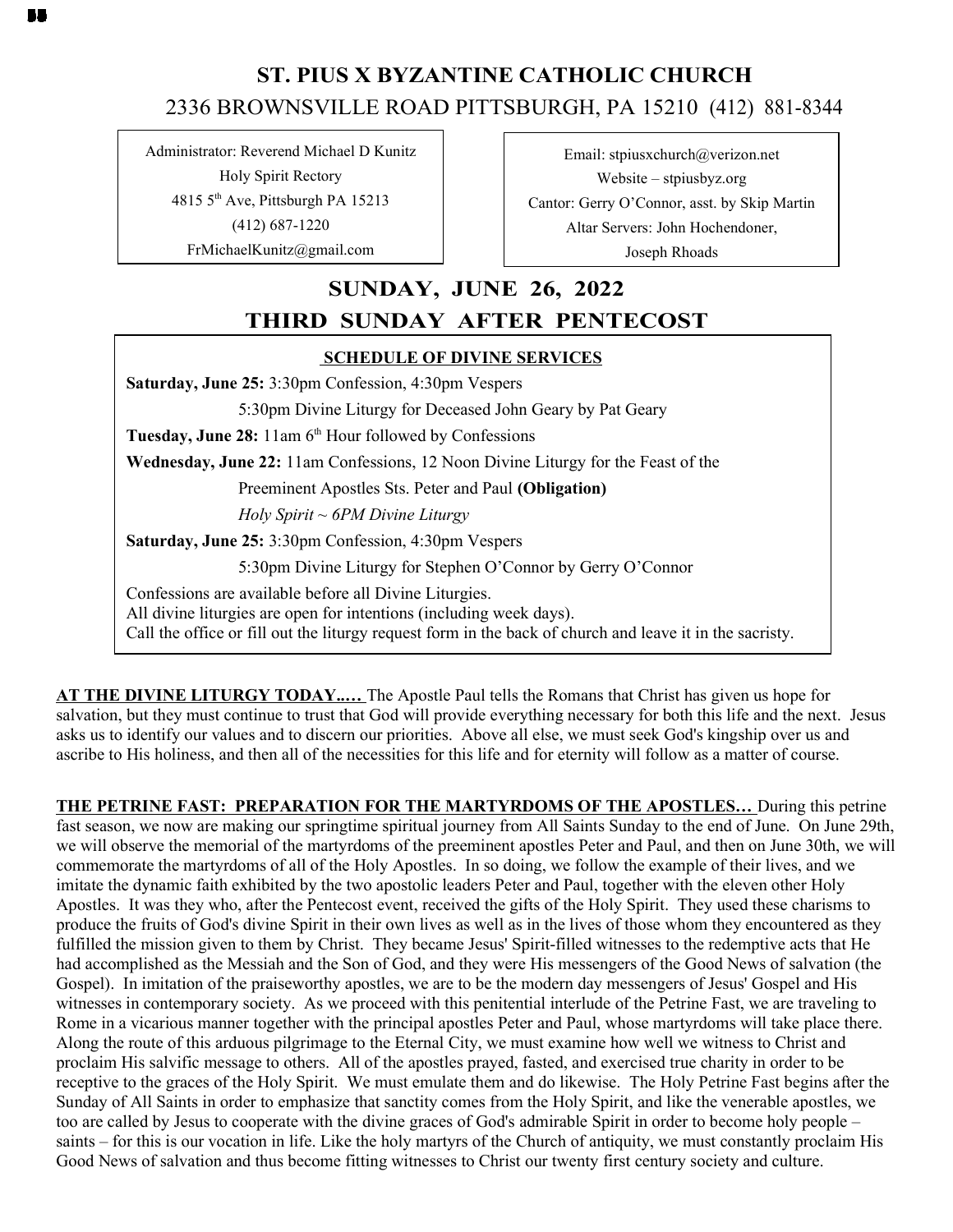# ST. PIUS X BYZANTINE CATHOLIC CHURCH

2336 BROWNSVILLE ROAD PITTSBURGH, PA 15210 (412) 881-8344

Administrator: Reverend Michael D Kunitz
Holy Spirit Rectory
4815 5th Ave, Pittsburgh PA 15213
(412) 687-1220
FrMichaelKunitz@gmail.com

Email: stpiusxchurch@verizon.net
Website – stpiusbyz.org
Cantor: Gerry O'Connor, asst. by Skip Martin
Altar Servers: John Hochendoner,
Joseph Rhoads

## SUNDAY, JUNE 26, 2022
## THIRD SUNDAY AFTER PENTECOST

**SCHEDULE OF DIVINE SERVICES**

**Saturday, June 25:** 3:30pm Confession, 4:30pm Vespers
5:30pm Divine Liturgy for Deceased John Geary by Pat Geary

**Tuesday, June 28:** 11am 6th Hour followed by Confessions

**Wednesday, June 22:** 11am Confessions, 12 Noon Divine Liturgy for the Feast of the Preeminent Apostles Sts. Peter and Paul **(Obligation)**
*Holy Spirit ~ 6PM Divine Liturgy*

**Saturday, June 25:** 3:30pm Confession, 4:30pm Vespers
5:30pm Divine Liturgy for Stephen O'Connor by Gerry O'Connor

Confessions are available before all Divine Liturgies.
All divine liturgies are open for intentions (including week days).
Call the office or fill out the liturgy request form in the back of church and leave it in the sacristy.

**AT THE DIVINE LITURGY TODAY..…** The Apostle Paul tells the Romans that Christ has given us hope for salvation, but they must continue to trust that God will provide everything necessary for both this life and the next. Jesus asks us to identify our values and to discern our priorities. Above all else, we must seek God's kingship over us and ascribe to His holiness, and then all of the necessities for this life and for eternity will follow as a matter of course.

**THE PETRINE FAST: PREPARATION FOR THE MARTYRDOMS OF THE APOSTLES…** During this petrine fast season, we now are making our springtime spiritual journey from All Saints Sunday to the end of June. On June 29th, we will observe the memorial of the martyrdoms of the preeminent apostles Peter and Paul, and then on June 30th, we will commemorate the martyrdoms of all of the Holy Apostles. In so doing, we follow the example of their lives, and we imitate the dynamic faith exhibited by the two apostolic leaders Peter and Paul, together with the eleven other Holy Apostles. It was they who, after the Pentecost event, received the gifts of the Holy Spirit. They used these charisms to produce the fruits of God's divine Spirit in their own lives as well as in the lives of those whom they encountered as they fulfilled the mission given to them by Christ. They became Jesus' Spirit-filled witnesses to the redemptive acts that He had accomplished as the Messiah and the Son of God, and they were His messengers of the Good News of salvation (the Gospel). In imitation of the praiseworthy apostles, we are to be the modern day messengers of Jesus' Gospel and His witnesses in contemporary society. As we proceed with this penitential interlude of the Petrine Fast, we are traveling to Rome in a vicarious manner together with the principal apostles Peter and Paul, whose martyrdoms will take place there. Along the route of this arduous pilgrimage to the Eternal City, we must examine how well we witness to Christ and proclaim His salvific message to others. All of the apostles prayed, fasted, and exercised true charity in order to be receptive to the graces of the Holy Spirit. We must emulate them and do likewise. The Holy Petrine Fast begins after the Sunday of All Saints in order to emphasize that sanctity comes from the Holy Spirit, and like the venerable apostles, we too are called by Jesus to cooperate with the divine graces of God's admirable Spirit in order to become holy people – saints – for this is our vocation in life. Like the holy martyrs of the Church of antiquity, we must constantly proclaim His Good News of salvation and thus become fitting witnesses to Christ our twenty first century society and culture.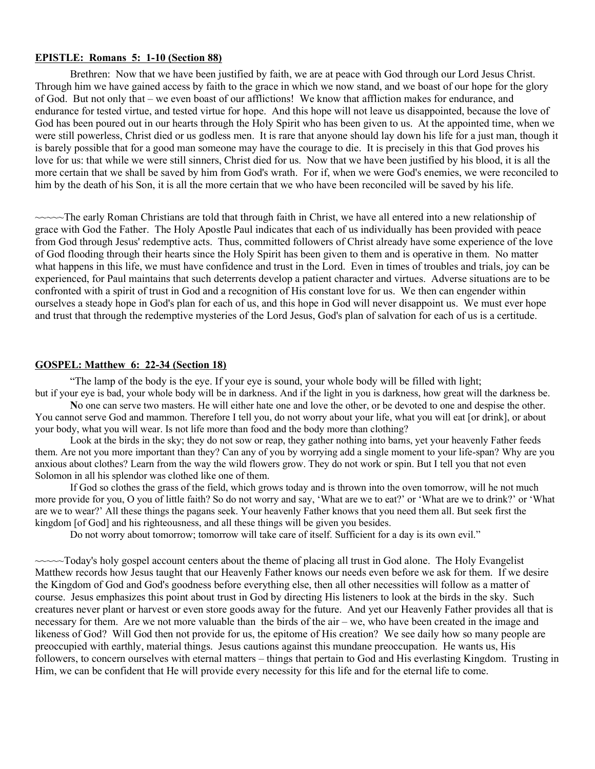**EPISTLE: Romans 5: 1-10 (Section 88)**

Brethren: Now that we have been justified by faith, we are at peace with God through our Lord Jesus Christ. Through him we have gained access by faith to the grace in which we now stand, and we boast of our hope for the glory of God. But not only that – we even boast of our afflictions! We know that affliction makes for endurance, and endurance for tested virtue, and tested virtue for hope. And this hope will not leave us disappointed, because the love of God has been poured out in our hearts through the Holy Spirit who has been given to us. At the appointed time, when we were still powerless, Christ died or us godless men. It is rare that anyone should lay down his life for a just man, though it is barely possible that for a good man someone may have the courage to die. It is precisely in this that God proves his love for us: that while we were still sinners, Christ died for us. Now that we have been justified by his blood, it is all the more certain that we shall be saved by him from God's wrath. For if, when we were God's enemies, we were reconciled to him by the death of his Son, it is all the more certain that we who have been reconciled will be saved by his life.

~~~~~The early Roman Christians are told that through faith in Christ, we have all entered into a new relationship of grace with God the Father. The Holy Apostle Paul indicates that each of us individually has been provided with peace from God through Jesus' redemptive acts. Thus, committed followers of Christ already have some experience of the love of God flooding through their hearts since the Holy Spirit has been given to them and is operative in them. No matter what happens in this life, we must have confidence and trust in the Lord. Even in times of troubles and trials, joy can be experienced, for Paul maintains that such deterrents develop a patient character and virtues. Adverse situations are to be confronted with a spirit of trust in God and a recognition of His constant love for us. We then can engender within ourselves a steady hope in God's plan for each of us, and this hope in God will never disappoint us. We must ever hope and trust that through the redemptive mysteries of the Lord Jesus, God's plan of salvation for each of us is a certitude.

**GOSPEL: Matthew 6: 22-34 (Section 18)**

"The lamp of the body is the eye. If your eye is sound, your whole body will be filled with light; but if your eye is bad, your whole body will be in darkness. And if the light in you is darkness, how great will the darkness be.

No one can serve two masters. He will either hate one and love the other, or be devoted to one and despise the other. You cannot serve God and mammon. Therefore I tell you, do not worry about your life, what you will eat [or drink], or about your body, what you will wear. Is not life more than food and the body more than clothing?

Look at the birds in the sky; they do not sow or reap, they gather nothing into barns, yet your heavenly Father feeds them. Are not you more important than they? Can any of you by worrying add a single moment to your life-span? Why are you anxious about clothes? Learn from the way the wild flowers grow. They do not work or spin. But I tell you that not even Solomon in all his splendor was clothed like one of them.

If God so clothes the grass of the field, which grows today and is thrown into the oven tomorrow, will he not much more provide for you, O you of little faith? So do not worry and say, 'What are we to eat?' or 'What are we to drink?' or 'What are we to wear?' All these things the pagans seek. Your heavenly Father knows that you need them all. But seek first the kingdom [of God] and his righteousness, and all these things will be given you besides.

Do not worry about tomorrow; tomorrow will take care of itself. Sufficient for a day is its own evil."

~~~~~Today's holy gospel account centers about the theme of placing all trust in God alone. The Holy Evangelist Matthew records how Jesus taught that our Heavenly Father knows our needs even before we ask for them. If we desire the Kingdom of God and God's goodness before everything else, then all other necessities will follow as a matter of course. Jesus emphasizes this point about trust in God by directing His listeners to look at the birds in the sky. Such creatures never plant or harvest or even store goods away for the future. And yet our Heavenly Father provides all that is necessary for them. Are we not more valuable than the birds of the air – we, who have been created in the image and likeness of God? Will God then not provide for us, the epitome of His creation? We see daily how so many people are preoccupied with earthly, material things. Jesus cautions against this mundane preoccupation. He wants us, His followers, to concern ourselves with eternal matters – things that pertain to God and His everlasting Kingdom. Trusting in Him, we can be confident that He will provide every necessity for this life and for the eternal life to come.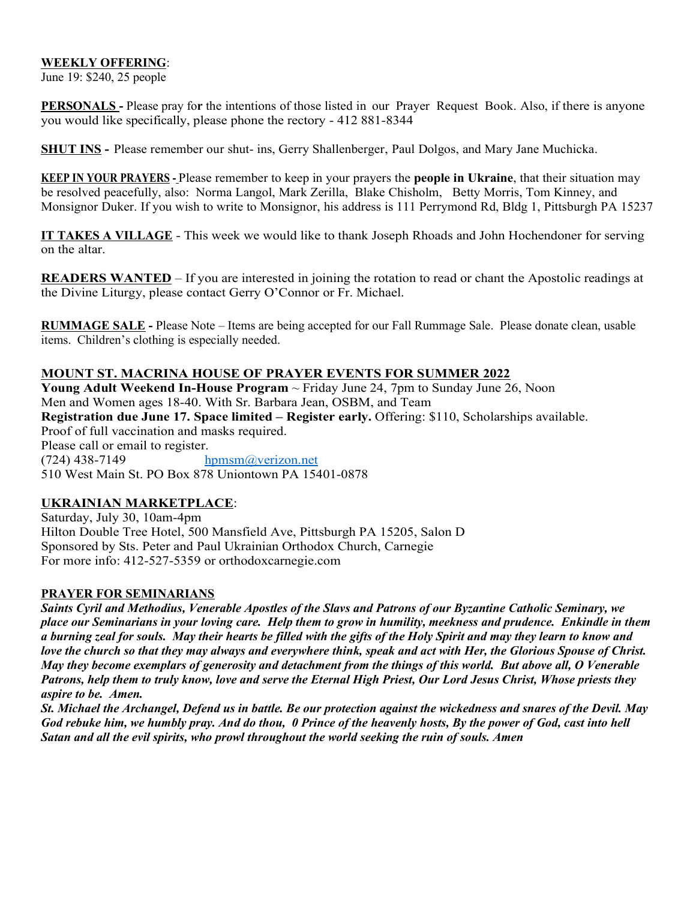**WEEKLY OFFERING**:
June 19: $240, 25 people

**PERSONALS -** Please pray for the intentions of those listed in our Prayer Request Book. Also, if there is anyone you would like specifically, please phone the rectory - 412 881-8344

**SHUT INS -** Please remember our shut- ins, Gerry Shallenberger, Paul Dolgos, and Mary Jane Muchicka.

**KEEP IN YOUR PRAYERS -** Please remember to keep in your prayers the **people in Ukraine**, that their situation may be resolved peacefully, also: Norma Langol, Mark Zerilla, Blake Chisholm, Betty Morris, Tom Kinney, and Monsignor Duker. If you wish to write to Monsignor, his address is 111 Perrymond Rd, Bldg 1, Pittsburgh PA 15237

**IT TAKES A VILLAGE** - This week we would like to thank Joseph Rhoads and John Hochendoner for serving on the altar.

**READERS WANTED** – If you are interested in joining the rotation to read or chant the Apostolic readings at the Divine Liturgy, please contact Gerry O'Connor or Fr. Michael.

**RUMMAGE SALE -** Please Note – Items are being accepted for our Fall Rummage Sale. Please donate clean, usable items. Children's clothing is especially needed.

**MOUNT ST. MACRINA HOUSE OF PRAYER EVENTS FOR SUMMER 2022**
**Young Adult Weekend In-House Program** ~ Friday June 24, 7pm to Sunday June 26, Noon
Men and Women ages 18-40. With Sr. Barbara Jean, OSBM, and Team
**Registration due June 17. Space limited – Register early.** Offering: $110, Scholarships available.
Proof of full vaccination and masks required.
Please call or email to register.
(724) 438-7149 hpmsm@verizon.net
510 West Main St. PO Box 878 Uniontown PA 15401-0878

**UKRAINIAN MARKETPLACE**:
Saturday, July 30, 10am-4pm
Hilton Double Tree Hotel, 500 Mansfield Ave, Pittsburgh PA 15205, Salon D
Sponsored by Sts. Peter and Paul Ukrainian Orthodox Church, Carnegie
For more info: 412-527-5359 or orthodoxcarnegie.com

**PRAYER FOR SEMINARIANS**
***Saints Cyril and Methodius, Venerable Apostles of the Slavs and Patrons of our Byzantine Catholic Seminary, we place our Seminarians in your loving care. Help them to grow in humility, meekness and prudence. Enkindle in them a burning zeal for souls. May their hearts be filled with the gifts of the Holy Spirit and may they learn to know and love the church so that they may always and everywhere think, speak and act with Her, the Glorious Spouse of Christ. May they become exemplars of generosity and detachment from the things of this world. But above all, O Venerable Patrons, help them to truly know, love and serve the Eternal High Priest, Our Lord Jesus Christ, Whose priests they aspire to be. Amen.***
***St. Michael the Archangel, Defend us in battle. Be our protection against the wickedness and snares of the Devil. May God rebuke him, we humbly pray. And do thou, 0 Prince of the heavenly hosts, By the power of God, cast into hell Satan and all the evil spirits, who prowl throughout the world seeking the ruin of souls. Amen***